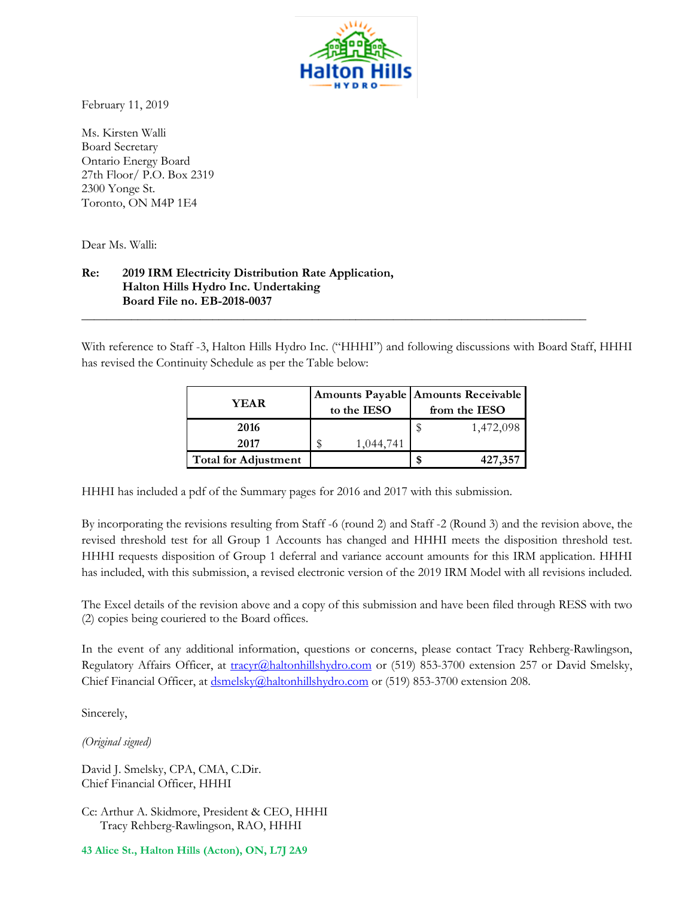February 11, 2019

Ms. Kirsten Walli
Board Secretary
Ontario Energy Board
27th Floor/ P.O. Box 2319
2300 Yonge St.
Toronto, ON M4P 1E4

Dear Ms. Walli:

**Re: 2019 IRM Electricity Distribution Rate Application, Halton Hills Hydro Inc. Undertaking Board File no. EB-2018-0037**

---

With reference to Staff -3, Halton Hills Hydro Inc. ("HHHI") and following discussions with Board Staff, HHHI has revised the Continuity Schedule as per the Table below:

| YEAR | Amounts Payable to the IESO | Amounts Receivable from the IESO |
|---|---|---|
| 2016 | | $ 1,472,098 |
| 2017 | $ 1,044,741 | |
| **Total for Adjustment** | | **$ 427,357** |

HHHI has included a pdf of the Summary pages for 2016 and 2017 with this submission.

By incorporating the revisions resulting from Staff -6 (round 2) and Staff -2 (Round 3) and the revision above, the revised threshold test for all Group 1 Accounts has changed and HHHI meets the disposition threshold test. HHHI requests disposition of Group 1 deferral and variance account amounts for this IRM application. HHHI has included, with this submission, a revised electronic version of the 2019 IRM Model with all revisions included.

The Excel details of the revision above and a copy of this submission and have been filed through RESS with two (2) copies being couriered to the Board offices.

In the event of any additional information, questions or concerns, please contact Tracy Rehberg-Rawlingson, Regulatory Affairs Officer, at tracyr@haltonhillshydro.com or (519) 853-3700 extension 257 or David Smelsky, Chief Financial Officer, at dsmelsky@haltonhillshydro.com or (519) 853-3700 extension 208.

Sincerely,

*(Original signed)*

David J. Smelsky, CPA, CMA, C.Dir.
Chief Financial Officer, HHHI

Cc: Arthur A. Skidmore, President & CEO, HHHI
Tracy Rehberg-Rawlingson, RAO, HHHI

43 Alice St., Halton Hills (Acton), ON, L7J 2A9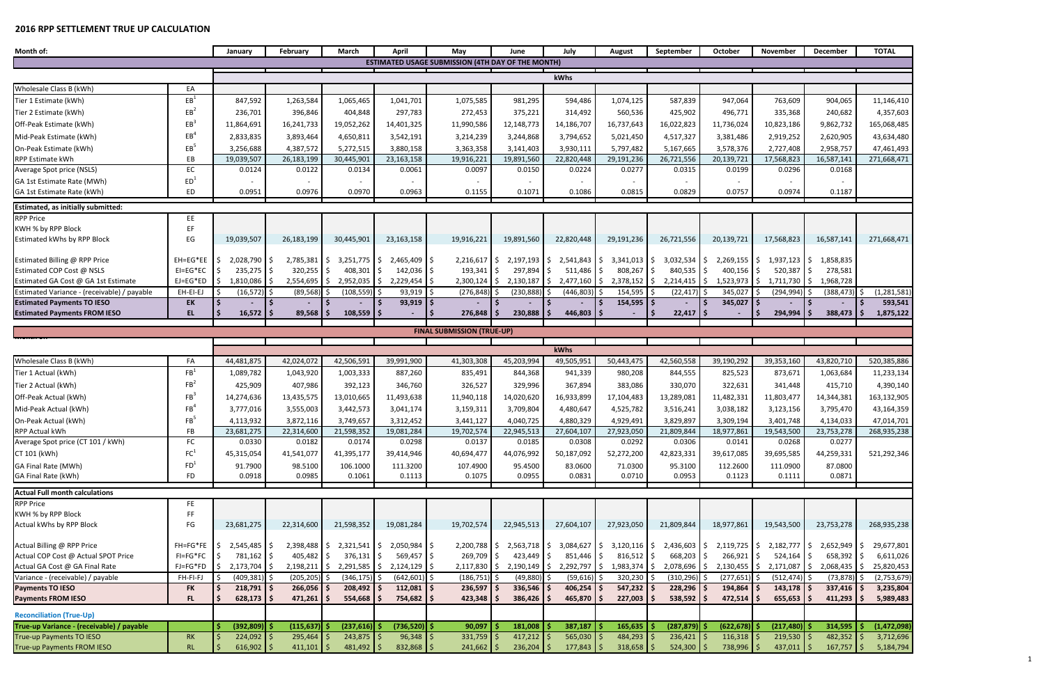## 2016 RPP SETTLEMENT TRUE UP CALCULATION

| Month of: | | January | February | March | April | May | June | July | August | September | October | November | December | TOTAL |
|---|---|---|---|---|---|---|---|---|---|---|---|---|---|---|
| **ESTIMATED USAGE SUBMISSION (4TH DAY OF THE MONTH)** | | | | | | | | | | | | | | |
| | | kWhs | | | | | | | | | | | | |
| Wholesale Class B (kWh) | EA | | | | | | | | | | | | | |
| Tier 1 Estimate (kWh) | EB[1] | 847,592 | 1,263,584 | 1,065,465 | 1,041,701 | 1,075,585 | 981,295 | 594,486 | 1,074,125 | 587,839 | 947,064 | 763,609 | 904,065 | 11,146,410 |
| Tier 2 Estimate (kWh) | EB[2] | 236,701 | 396,846 | 404,848 | 297,783 | 272,453 | 375,221 | 314,492 | 560,536 | 425,902 | 496,771 | 335,368 | 240,682 | 4,357,603 |
| Off-Peak Estimate (kWh) | EB[3] | 11,864,691 | 16,241,733 | 19,052,262 | 14,401,325 | 11,990,586 | 12,148,773 | 14,186,707 | 16,737,643 | 16,022,823 | 11,736,024 | 10,823,186 | 9,862,732 | 165,068,485 |
| Mid-Peak Estimate (kWh) | EB[4] | 2,833,835 | 3,893,464 | 4,650,811 | 3,542,191 | 3,214,239 | 3,244,868 | 3,794,652 | 5,021,450 | 4,517,327 | 3,381,486 | 2,919,252 | 2,620,905 | 43,634,480 |
| On-Peak Estimate (kWh) | EB[5] | 3,256,688 | 4,387,572 | 5,272,515 | 3,880,158 | 3,363,358 | 3,141,403 | 3,930,111 | 5,797,482 | 5,167,665 | 3,578,376 | 2,727,408 | 2,958,757 | 47,461,493 |
| RPP Estimate kWh | EB | 19,039,507 | 26,183,199 | 30,445,901 | 23,163,158 | 19,916,221 | 19,891,560 | 22,820,448 | 29,191,236 | 26,721,556 | 20,139,721 | 17,568,823 | 16,587,141 | 271,668,471 |
| Average Spot price (NSLS) | EC | 0.0124 | 0.0122 | 0.0134 | 0.0061 | 0.0097 | 0.0150 | 0.0224 | 0.0277 | 0.0315 | 0.0199 | 0.0296 | 0.0168 | |
| GA 1st Estimate Rate (MWh) | ED[1] | - | - | - | - | - | - | - | - | - | - | - | - | |
| GA 1st Estimate Rate (kWh) | ED | 0.0951 | 0.0976 | 0.0970 | 0.0963 | 0.1155 | 0.1071 | 0.1086 | 0.0815 | 0.0829 | 0.0757 | 0.0974 | 0.1187 | |
| **Estimated, as initially submitted:** | | | | | | | | | | | | | | |
| RPP Price | EE | | | | | | | | | | | | | |
| KWH % by RPP Block | EF | | | | | | | | | | | | | |
| Estimated kWhs by RPP Block | EG | 19,039,507 | 26,183,199 | 30,445,901 | 23,163,158 | 19,916,221 | 19,891,560 | 22,820,448 | 29,191,236 | 26,721,556 | 20,139,721 | 17,568,823 | 16,587,141 | 271,668,471 |
| Estimated Billing @ RPP Price | EH=EG*EE | $ 2,028,790 | $ 2,785,381 | $ 3,251,775 | $ 2,465,409 | $ 2,216,617 | $ 2,197,193 | $ 2,541,843 | $ 3,341,013 | $ 3,032,534 | $ 2,269,155 | $ 1,937,123 | $ 1,858,835 | |
| Estimated COP Cost @ NSLS | EI=EG*EC | $ 235,275 | $ 320,255 | $ 408,301 | $ 142,036 | $ 193,341 | $ 297,894 | $ 511,486 | $ 808,267 | $ 840,535 | $ 400,156 | $ 520,387 | $ 278,581 | |
| Estimated GA Cost @ GA 1st Estimate | EJ=EG*ED | $ 1,810,086 | $ 2,554,695 | $ 2,952,035 | $ 2,229,454 | $ 2,300,124 | $ 2,130,187 | $ 2,477,160 | $ 2,378,152 | $ 2,214,415 | $ 1,523,973 | $ 1,711,730 | $ 1,968,728 | |
| Estimated Variance - (receivable) / payable | EH-EI-EJ | $ (16,572) | $ (89,568) | $ (108,559) | $ 93,919 | $ (276,848) | $ (230,888) | $ (446,803) | $ 154,595 | $ (22,417) | $ 345,027 | $ (294,994) | $ (388,473) | $ (1,281,581) |
| **Estimated Payments TO IESO** | **EK** | $ - | $ - | $ - | $ 93,919 | $ - | $ - | $ - | $ 154,595 | $ - | $ 345,027 | $ - | $ - | $ 593,541 |
| **Estimated Payments FROM IESO** | **EL** | $ 16,572 | $ 89,568 | $ 108,559 | $ - | $ 276,848 | $ 230,888 | $ 446,803 | $ - | $ 22,417 | $ - | $ 294,994 | $ 388,473 | $ 1,875,122 |
| **FINAL SUBMISSION (TRUE-UP)** | | | | | | | | | | | | | | |
| | | kWhs | | | | | | | | | | | | |
| Wholesale Class B (kWh) | FA | 44,481,875 | 42,024,072 | 42,506,591 | 39,991,900 | 41,303,308 | 45,203,994 | 49,505,951 | 50,443,475 | 42,560,558 | 39,190,292 | 39,353,160 | 43,820,710 | 520,385,886 |
| Tier 1 Actual (kWh) | FB[1] | 1,089,782 | 1,043,920 | 1,003,333 | 887,260 | 835,491 | 844,368 | 941,339 | 980,208 | 844,555 | 825,523 | 873,671 | 1,063,684 | 11,233,134 |
| Tier 2 Actual (kWh) | FB[2] | 425,909 | 407,986 | 392,123 | 346,760 | 326,527 | 329,996 | 367,894 | 383,086 | 330,070 | 322,631 | 341,448 | 415,710 | 4,390,140 |
| Off-Peak Actual (kWh) | FB[3] | 14,274,636 | 13,435,575 | 13,010,665 | 11,493,638 | 11,940,118 | 14,020,620 | 16,933,899 | 17,104,483 | 13,289,081 | 11,482,331 | 11,803,477 | 14,344,381 | 163,132,905 |
| Mid-Peak Actual (kWh) | FB[4] | 3,777,016 | 3,555,003 | 3,442,573 | 3,041,174 | 3,159,311 | 3,709,804 | 4,480,647 | 4,525,782 | 3,516,241 | 3,038,182 | 3,123,156 | 3,795,470 | 43,164,359 |
| On-Peak Actual (kWh) | FB[5] | 4,113,932 | 3,872,116 | 3,749,657 | 3,312,452 | 3,441,127 | 4,040,725 | 4,880,329 | 4,929,491 | 3,829,897 | 3,309,194 | 3,401,748 | 4,134,033 | 47,014,701 |
| RPP Actual kWh | FB | 23,681,275 | 22,314,600 | 21,598,352 | 19,081,284 | 19,702,574 | 22,945,513 | 27,604,107 | 27,923,050 | 21,809,844 | 18,977,861 | 19,543,500 | 23,753,278 | 268,935,238 |
| Average Spot price (CT 101 / kWh) | FC | 0.0330 | 0.0182 | 0.0174 | 0.0298 | 0.0137 | 0.0185 | 0.0308 | 0.0292 | 0.0306 | 0.0141 | 0.0268 | 0.0277 | |
| CT 101 (kWh) | FC[1] | 45,315,054 | 41,541,077 | 41,395,177 | 39,414,946 | 40,694,477 | 44,076,992 | 50,187,092 | 52,272,200 | 42,823,331 | 39,617,085 | 39,695,585 | 44,259,331 | 521,292,346 |
| GA Final Rate (MWh) | FD[1] | 91.7900 | 98.5100 | 106.1000 | 111.3200 | 107.4900 | 95.4500 | 83.0600 | 71.0300 | 95.3100 | 112.2600 | 111.0900 | 87.0800 | |
| GA Final Rate (kWh) | FD | 0.0918 | 0.0985 | 0.1061 | 0.1113 | 0.1075 | 0.0955 | 0.0831 | 0.0710 | 0.0953 | 0.1123 | 0.1111 | 0.0871 | |
| **Actual Full month calculations** | | | | | | | | | | | | | | |
| RPP Price | FE | | | | | | | | | | | | | |
| KWH % by RPP Block | FF | | | | | | | | | | | | | |
| Actual kWhs by RPP Block | FG | 23,681,275 | 22,314,600 | 21,598,352 | 19,081,284 | 19,702,574 | 22,945,513 | 27,604,107 | 27,923,050 | 21,809,844 | 18,977,861 | 19,543,500 | 23,753,278 | 268,935,238 |
| Actual Billing @ RPP Price | FH=FG*FE | $ 2,545,485 | $ 2,398,488 | $ 2,321,541 | $ 2,050,984 | $ 2,200,788 | $ 2,563,718 | $ 3,084,627 | $ 3,120,116 | $ 2,436,603 | $ 2,119,725 | $ 2,182,777 | $ 2,652,949 | $ 29,677,801 |
| Actual COP Cost @ Actual SPOT Price | FI=FG*FC | $ 781,162 | $ 405,482 | $ 376,131 | $ 569,457 | $ 269,709 | $ 423,449 | $ 851,446 | $ 816,512 | $ 668,203 | $ 266,921 | $ 524,164 | $ 658,392 | $ 6,611,026 |
| Actual GA Cost @ GA Final Rate | FJ=FG*FD | $ 2,173,704 | $ 2,198,211 | $ 2,291,585 | $ 2,124,129 | $ 2,117,830 | $ 2,190,149 | $ 2,292,797 | $ 1,983,374 | $ 2,078,696 | $ 2,130,455 | $ 2,171,087 | $ 2,068,435 | $ 25,820,453 |
| Variance - (receivable) / payable | FH-FI-FJ | $ (409,381) | $ (205,205) | $ (346,175) | $ (642,601) | $ (186,751) | $ (49,880) | $ (59,616) | $ 320,230 | $ (310,296) | $ (277,651) | $ (512,474) | $ (73,878) | $ (2,753,679) |
| **Payments TO IESO** | **FK** | $ 218,791 | $ 266,056 | $ 208,492 | $ 112,081 | $ 236,597 | $ 336,546 | $ 406,254 | $ 547,232 | $ 228,296 | $ 194,864 | $ 143,178 | $ 337,416 | $ 3,235,804 |
| **Payments FROM IESO** | **FL** | $ 628,173 | $ 471,261 | $ 554,668 | $ 754,682 | $ 423,348 | $ 386,426 | $ 465,870 | $ 227,003 | $ 538,592 | $ 472,514 | $ 655,653 | $ 411,293 | $ 5,989,483 |
| **Reconciliation (True-Up)** | | | | | | | | | | | | | | |
| **True-up Variance - (receivable) / payable** | | $ (392,809) | $ (115,637) | $ (237,616) | $ (736,520) | $ 90,097 | $ 181,008 | $ 387,187 | $ 165,635 | $ (287,879) | $ (622,678) | $ (217,480) | $ 314,595 | $ (1,472,098) |
| True-up Payments TO IESO | RK | $ 224,092 | $ 295,464 | $ 243,875 | $ 96,348 | $ 331,759 | $ 417,212 | $ 565,030 | $ 484,293 | $ 236,421 | $ 116,318 | $ 219,530 | $ 482,352 | $ 3,712,696 |
| True-up Payments FROM IESO | RL | $ 616,902 | $ 411,101 | $ 481,492 | $ 832,868 | $ 241,662 | $ 236,204 | $ 177,843 | $ 318,658 | $ 524,300 | $ 738,996 | $ 437,011 | $ 167,757 | $ 5,184,794 |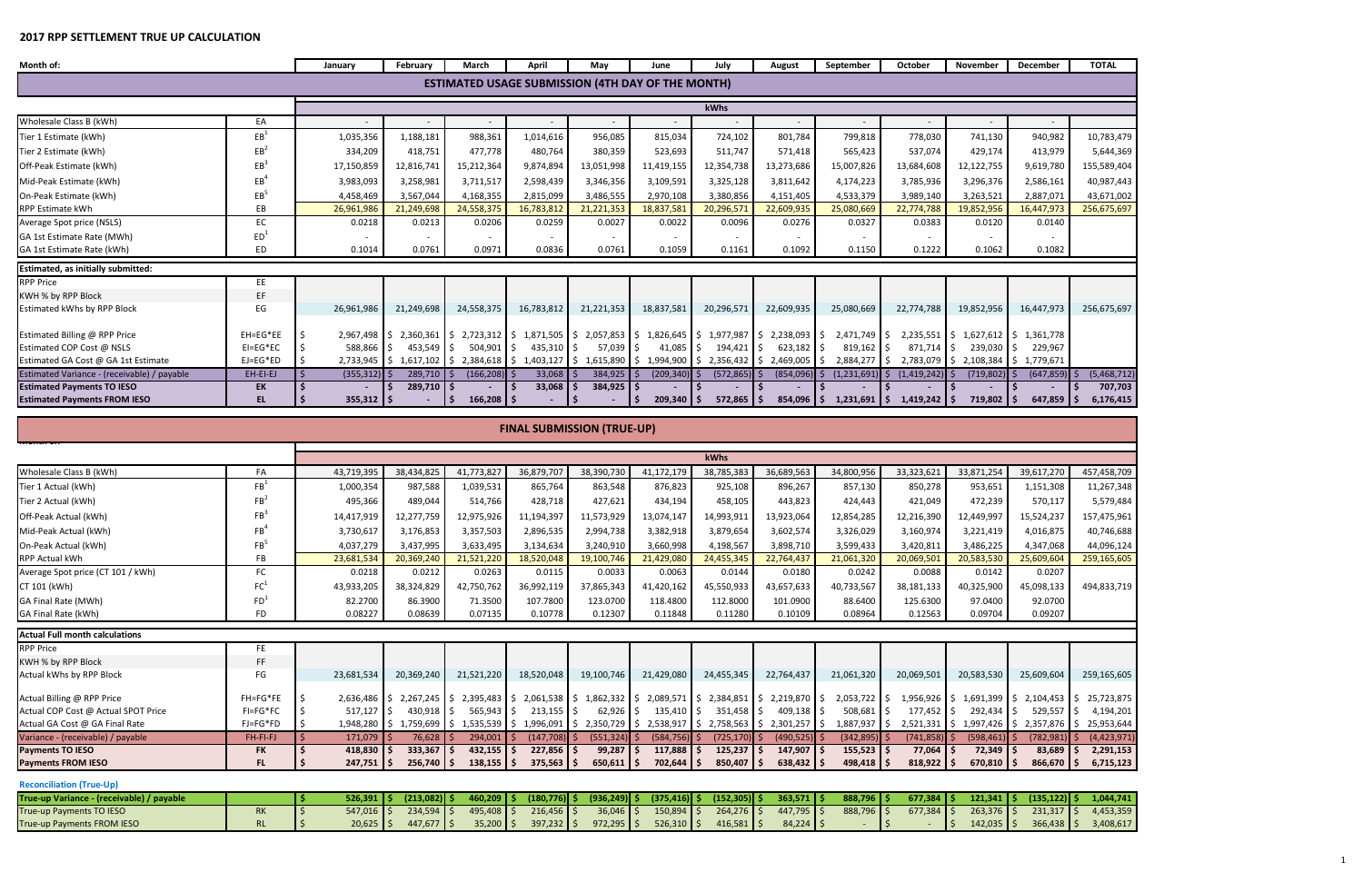# 2017 RPP SETTLEMENT TRUE UP CALCULATION

| Month of: | | January | February | March | April | May | June | July | August | September | October | November | December | TOTAL |
|---|---|---|---|---|---|---|---|---|---|---|---|---|---|---|
| **ESTIMATED USAGE SUBMISSION (4TH DAY OF THE MONTH)** | | | | | | | | | | | | | | |
| | | | | | | | | kWhs | | | | | | |
| Wholesale Class B (kWh) | EA | - | - | - | - | - | - | - | - | - | - | - | - | |
| Tier 1 Estimate (kWh) | EB[1] | 1,035,356 | 1,188,181 | 988,361 | 1,014,616 | 956,085 | 815,034 | 724,102 | 801,784 | 799,818 | 778,030 | 741,130 | 940,982 | 10,783,479 |
| Tier 2 Estimate (kWh) | EB[2] | 334,209 | 418,751 | 477,778 | 480,764 | 380,359 | 523,693 | 511,747 | 571,418 | 565,423 | 537,074 | 429,174 | 413,979 | 5,644,369 |
| Off-Peak Estimate (kWh) | EB[3] | 17,150,859 | 12,816,741 | 15,212,364 | 9,874,894 | 13,051,998 | 11,419,155 | 12,354,738 | 13,273,686 | 15,007,826 | 13,684,608 | 12,122,755 | 9,619,780 | 155,589,404 |
| Mid-Peak Estimate (kWh) | EB[4] | 3,983,093 | 3,258,981 | 3,711,517 | 2,598,439 | 3,346,356 | 3,109,591 | 3,325,128 | 3,811,642 | 4,174,223 | 3,785,936 | 3,296,376 | 2,586,161 | 40,987,443 |
| On-Peak Estimate (kWh) | EB[5] | 4,458,469 | 3,567,044 | 4,168,355 | 2,815,099 | 3,486,555 | 2,970,108 | 3,380,856 | 4,151,405 | 4,533,379 | 3,989,140 | 3,263,521 | 2,887,071 | 43,671,002 |
| RPP Estimate kWh | EB | 26,961,986 | 21,249,698 | 24,558,375 | 16,783,812 | 21,221,353 | 18,837,581 | 20,296,571 | 22,609,935 | 25,080,669 | 22,774,788 | 19,852,956 | 16,447,973 | 256,675,697 |
| Average Spot price (NSLS) | EC | 0.0218 | 0.0213 | 0.0206 | 0.0259 | 0.0027 | 0.0022 | 0.0096 | 0.0276 | 0.0327 | 0.0383 | 0.0120 | 0.0140 | |
| GA 1st Estimate Rate (MWh) | ED[1] | - | - | - | - | - | - | - | - | - | - | - | - | |
| GA 1st Estimate Rate (kWh) | ED | 0.1014 | 0.0761 | 0.0971 | 0.0836 | 0.0761 | 0.1059 | 0.1161 | 0.1092 | 0.1150 | 0.1222 | 0.1062 | 0.1082 | |
| **Estimated, as initially submitted:** | | | | | | | | | | | | | | |
| RPP Price | EE | | | | | | | | | | | | | |
| KWH % by RPP Block | EF | | | | | | | | | | | | | |
| Estimated kWhs by RPP Block | EG | 26,961,986 | 21,249,698 | 24,558,375 | 16,783,812 | 21,221,353 | 18,837,581 | 20,296,571 | 22,609,935 | 25,080,669 | 22,774,788 | 19,852,956 | 16,447,973 | 256,675,697 |
| Estimated Billing @ RPP Price | EH=EG*EE | $ 2,967,498 | $ 2,360,361 | $ 2,723,312 | $ 1,871,505 | $ 2,057,853 | $ 1,826,645 | $ 1,977,987 | $ 2,238,093 | $ 2,471,749 | $ 2,235,551 | $ 1,627,612 | $ 1,361,778 | |
| Estimated COP Cost @ NSLS | EI=EG*EC | $ 588,866 | $ 453,549 | $ 504,901 | $ 435,310 | $ 57,039 | $ 41,085 | $ 194,421 | $ 623,182 | $ 819,162 | $ 871,714 | $ 239,030 | $ 229,967 | |
| Estimated GA Cost @ GA 1st Estimate | EJ=EG*ED | $ 2,733,945 | $ 1,617,102 | $ 2,384,618 | $ 1,403,127 | $ 1,615,890 | $ 1,994,900 | $ 2,356,432 | $ 2,469,005 | $ 2,884,277 | $ 2,783,079 | $ 2,108,384 | $ 1,779,671 | |
| Estimated Variance - (receivable) / payable | EH-EI-EJ | $ (355,312) | $ 289,710 | $ (166,208) | $ 33,068 | $ 384,925 | $ (209,340) | $ (572,865) | $ (854,096) | $ (1,231,691) | $ (1,419,242) | $ (719,802) | $ (647,859) | $ (5,468,712) |
| **Estimated Payments TO IESO** | **EK** | **$ -** | **$ 289,710** | **$ -** | **$ 33,068** | **$ 384,925** | **$ -** | **$ -** | **$ -** | **$ -** | **$ -** | **$ -** | **$ -** | **$ 707,703** |
| **Estimated Payments FROM IESO** | **EL** | **$ 355,312** | **$ -** | **$ 166,208** | **$ -** | **$ -** | **$ 209,340** | **$ 572,865** | **$ 854,096** | **$ 1,231,691** | **$ 1,419,242** | **$ 719,802** | **$ 647,859** | **$ 6,176,415** |

| | | | | | | | | | | | | | | |
|---|---|---|---|---|---|---|---|---|---|---|---|---|---|---|
| **FINAL SUBMISSION (TRUE-UP)** | | | | | | | | | | | | | | |
| | | | | | | | | kWhs | | | | | | |
| Wholesale Class B (kWh) | FA | 43,719,395 | 38,434,825 | 41,773,827 | 36,879,707 | 38,390,730 | 41,172,179 | 38,785,383 | 36,689,563 | 34,800,956 | 33,323,621 | 33,871,254 | 39,617,270 | 457,458,709 |
| Tier 1 Actual (kWh) | FB[1] | 1,000,354 | 987,588 | 1,039,531 | 865,764 | 863,548 | 876,823 | 925,108 | 896,267 | 857,130 | 850,278 | 953,651 | 1,151,308 | 11,267,348 |
| Tier 2 Actual (kWh) | FB[2] | 495,366 | 489,044 | 514,766 | 428,718 | 427,621 | 434,194 | 458,105 | 443,823 | 424,443 | 421,049 | 472,239 | 570,117 | 5,579,484 |
| Off-Peak Actual (kWh) | FB[3] | 14,417,919 | 12,277,759 | 12,975,926 | 11,194,397 | 11,573,929 | 13,074,147 | 14,993,911 | 13,923,064 | 12,854,285 | 12,216,390 | 12,449,997 | 15,524,237 | 157,475,961 |
| Mid-Peak Actual (kWh) | FB[4] | 3,730,617 | 3,176,853 | 3,357,503 | 2,896,535 | 2,994,738 | 3,382,918 | 3,879,654 | 3,602,574 | 3,326,029 | 3,160,974 | 3,221,419 | 4,016,875 | 40,746,688 |
| On-Peak Actual (kWh) | FB[5] | 4,037,279 | 3,437,995 | 3,633,495 | 3,134,634 | 3,240,910 | 3,660,998 | 4,198,567 | 3,898,710 | 3,599,433 | 3,420,811 | 3,486,225 | 4,347,068 | 44,096,124 |
| RPP Actual kWh | FB | 23,681,534 | 20,369,240 | 21,521,220 | 18,520,048 | 19,100,746 | 21,429,080 | 24,455,345 | 22,764,437 | 21,061,320 | 20,069,501 | 20,583,530 | 25,609,604 | 259,165,605 |
| Average Spot price (CT 101 / kWh) | FC | 0.0218 | 0.0212 | 0.0263 | 0.0115 | 0.0033 | 0.0063 | 0.0144 | 0.0180 | 0.0242 | 0.0088 | 0.0142 | 0.0207 | |
| CT 101 (kWh) | FC[1] | 43,933,205 | 38,324,829 | 42,750,762 | 36,992,119 | 37,865,343 | 41,420,162 | 45,550,933 | 43,657,633 | 40,733,567 | 38,181,133 | 40,325,900 | 45,098,133 | 494,833,719 |
| GA Final Rate (MWh) | FD[1] | 82.2700 | 86.3900 | 71.3500 | 107.7800 | 123.0700 | 118.4800 | 112.8000 | 101.0900 | 88.6400 | 125.6300 | 97.0400 | 92.0700 | |
| GA Final Rate (kWh) | FD | 0.08227 | 0.08639 | 0.07135 | 0.10778 | 0.12307 | 0.11848 | 0.11280 | 0.10109 | 0.08964 | 0.12563 | 0.09704 | 0.09207 | |
| **Actual Full month calculations** | | | | | | | | | | | | | | |
| RPP Price | FE | | | | | | | | | | | | | |
| KWH % by RPP Block | FF | | | | | | | | | | | | | |
| Actual kWhs by RPP Block | FG | 23,681,534 | 20,369,240 | 21,521,220 | 18,520,048 | 19,100,746 | 21,429,080 | 24,455,345 | 22,764,437 | 21,061,320 | 20,069,501 | 20,583,530 | 25,609,604 | 259,165,605 |
| Actual Billing @ RPP Price | FH=FG*FE | $ 2,636,486 | $ 2,267,245 | $ 2,395,483 | $ 2,061,538 | $ 1,862,332 | $ 2,089,571 | $ 2,384,851 | $ 2,219,870 | $ 2,053,722 | $ 1,956,926 | $ 1,691,399 | $ 2,104,453 | $ 25,723,875 |
| Actual COP Cost @ Actual SPOT Price | FI=FG*FC | $ 517,127 | $ 430,918 | $ 565,943 | $ 213,155 | $ 62,926 | $ 135,410 | $ 351,458 | $ 409,138 | $ 508,681 | $ 177,452 | $ 292,434 | $ 529,557 | $ 4,194,201 |
| Actual GA Cost @ GA Final Rate | FJ=FG*FD | $ 1,948,280 | $ 1,759,699 | $ 1,535,539 | $ 1,996,091 | $ 2,350,729 | $ 2,538,917 | $ 2,758,563 | $ 2,301,257 | $ 1,887,937 | $ 2,521,331 | $ 1,997,426 | $ 2,357,876 | $ 25,953,644 |
| Variance - (receivable) / payable | FH-FI-FJ | $ 171,079 | $ 76,628 | $ 294,001 | $ (147,708) | $ (551,324) | $ (584,756) | $ (725,170) | $ (490,525) | $ (342,895) | $ (741,858) | $ (598,461) | $ (782,981) | $ (4,423,971) |
| **Payments TO IESO** | **FK** | **$ 418,830** | **$ 333,367** | **$ 432,155** | **$ 227,856** | **$ 99,287** | **$ 117,888** | **$ 125,237** | **$ 147,907** | **$ 155,523** | **$ 77,064** | **$ 72,349** | **$ 83,689** | **$ 2,291,153** |
| **Payments FROM IESO** | **FL** | **$ 247,751** | **$ 256,740** | **$ 138,155** | **$ 375,563** | **$ 650,611** | **$ 702,644** | **$ 850,407** | **$ 638,432** | **$ 498,418** | **$ 818,922** | **$ 670,810** | **$ 866,670** | **$ 6,715,123** |

**Reconciliation (True-Up)**

| | | | | | | | | | | | | | | |
|---|---|---|---|---|---|---|---|---|---|---|---|---|---|---|
| **True-up Variance - (receivable) / payable** | | **$ 526,391** | **$ (213,082)** | **$ 460,209** | **$ (180,776)** | **$ (936,249)** | **$ (375,416)** | **$ (152,305)** | **$ 363,571** | **$ 888,796** | **$ 677,384** | **$ 121,341** | **$ (135,122)** | **$ 1,044,741** |
| True-up Payments TO IESO | RK | $ 547,016 | $ 234,594 | $ 495,408 | $ 216,456 | $ 36,046 | $ 150,894 | $ 264,276 | $ 447,795 | $ 888,796 | $ 677,384 | $ 263,376 | $ 231,317 | $ 4,453,359 |
| True-up Payments FROM IESO | RL | $ 20,625 | $ 447,677 | $ 35,200 | $ 397,232 | $ 972,295 | $ 526,310 | $ 416,581 | $ 84,224 | $ - | $ - | $ 142,035 | $ 366,438 | $ 3,408,617 |